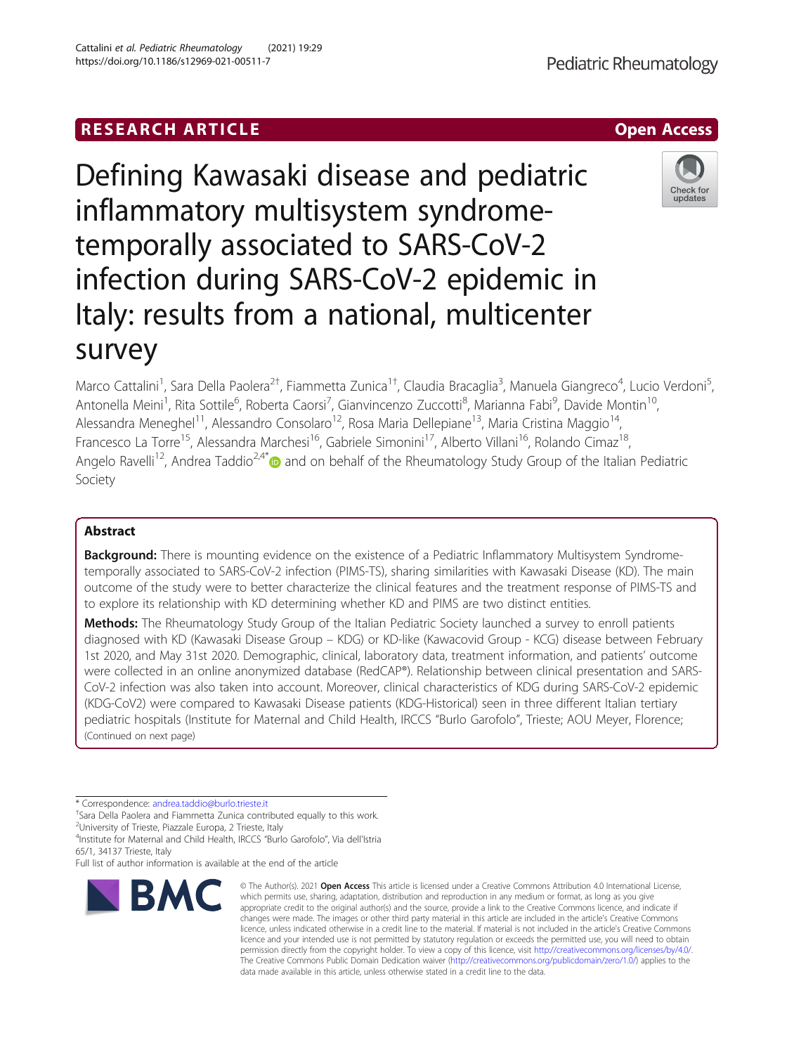RESEARCH ARTICLE

Open Access

# Defining Kawasaki disease and pediatric inflammatory multisystem syndrome-temporally associated to SARS-CoV-2 infection during SARS-CoV-2 epidemic in Italy: results from a national, multicenter survey

Marco Cattalini[1], Sara Della Paolera[2†], Fiammetta Zunica[1†], Claudia Bracaglia[3], Manuela Giangreco[4], Lucio Verdoni[5], Antonella Meini[1], Rita Sottile[6], Roberta Caorsi[7], Gianvincenzo Zuccotti[8], Marianna Fabi[9], Davide Montin[10], Alessandra Meneghel[11], Alessandro Consolaro[12], Rosa Maria Dellepiane[13], Maria Cristina Maggio[14], Francesco La Torre[15], Alessandra Marchesi[16], Gabriele Simonini[17], Alberto Villani[16], Rolando Cimaz[18], Angelo Ravelli[12], Andrea Taddio[2,4*] and on behalf of the Rheumatology Study Group of the Italian Pediatric Society

## Abstract

**Background:** There is mounting evidence on the existence of a Pediatric Inflammatory Multisystem Syndrome-temporally associated to SARS-CoV-2 infection (PIMS-TS), sharing similarities with Kawasaki Disease (KD). The main outcome of the study were to better characterize the clinical features and the treatment response of PIMS-TS and to explore its relationship with KD determining whether KD and PIMS are two distinct entities.

**Methods:** The Rheumatology Study Group of the Italian Pediatric Society launched a survey to enroll patients diagnosed with KD (Kawasaki Disease Group – KDG) or KD-like (Kawacovid Group - KCG) disease between February 1st 2020, and May 31st 2020. Demographic, clinical, laboratory data, treatment information, and patients' outcome were collected in an online anonymized database (RedCAP®). Relationship between clinical presentation and SARS-CoV-2 infection was also taken into account. Moreover, clinical characteristics of KDG during SARS-CoV-2 epidemic (KDG-CoV2) were compared to Kawasaki Disease patients (KDG-Historical) seen in three different Italian tertiary pediatric hospitals (Institute for Maternal and Child Health, IRCCS "Burlo Garofolo", Trieste; AOU Meyer, Florence;
(Continued on next page)

* Correspondence: andrea.taddio@burlo.trieste.it
†Sara Della Paolera and Fiammetta Zunica contributed equally to this work.
[2]University of Trieste, Piazzale Europa, 2 Trieste, Italy
[4]Institute for Maternal and Child Health, IRCCS "Burlo Garofolo", Via dell'Istria 65/1, 34137 Trieste, Italy
Full list of author information is available at the end of the article

© The Author(s). 2021 **Open Access** This article is licensed under a Creative Commons Attribution 4.0 International License, which permits use, sharing, adaptation, distribution and reproduction in any medium or format, as long as you give appropriate credit to the original author(s) and the source, provide a link to the Creative Commons licence, and indicate if changes were made. The images or other third party material in this article are included in the article's Creative Commons licence, unless indicated otherwise in a credit line to the material. If material is not included in the article's Creative Commons licence and your intended use is not permitted by statutory regulation or exceeds the permitted use, you will need to obtain permission directly from the copyright holder. To view a copy of this licence, visit http://creativecommons.org/licenses/by/4.0/. The Creative Commons Public Domain Dedication waiver (http://creativecommons.org/publicdomain/zero/1.0/) applies to the data made available in this article, unless otherwise stated in a credit line to the data.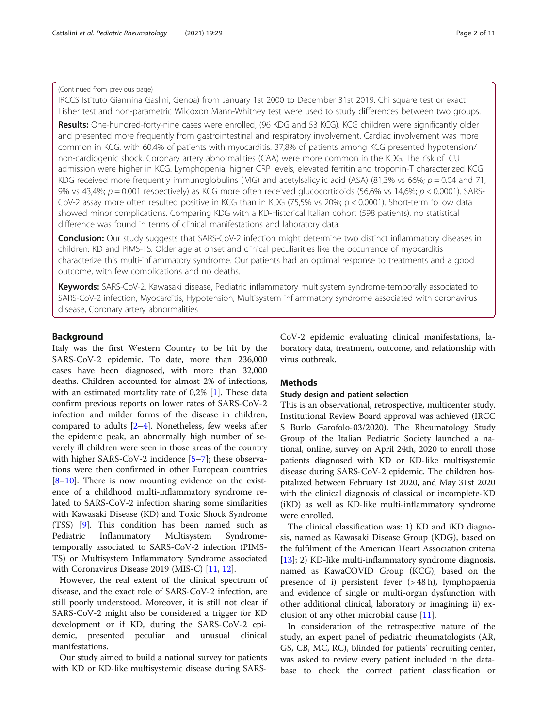(Continued from previous page)

IRCCS Istituto Giannina Gaslini, Genoa) from January 1st 2000 to December 31st 2019. Chi square test or exact Fisher test and non-parametric Wilcoxon Mann-Whitney test were used to study differences between two groups.

**Results:** One-hundred-forty-nine cases were enrolled, (96 KDG and 53 KCG). KCG children were significantly older and presented more frequently from gastrointestinal and respiratory involvement. Cardiac involvement was more common in KCG, with 60,4% of patients with myocarditis. 37,8% of patients among KCG presented hypotension/non-cardiogenic shock. Coronary artery abnormalities (CAA) were more common in the KDG. The risk of ICU admission were higher in KCG. Lymphopenia, higher CRP levels, elevated ferritin and troponin-T characterized KCG. KDG received more frequently immunoglobulins (IVIG) and acetylsalicylic acid (ASA) (81,3% vs 66%; $p = 0.04$ and 71, 9% vs 43,4%; $p = 0.001$ respectively) as KCG more often received glucocorticoids (56,6% vs 14,6%; $p < 0.0001$). SARS-CoV-2 assay more often resulted positive in KCG than in KDG (75,5% vs 20%; $p < 0.0001$). Short-term follow data showed minor complications. Comparing KDG with a KD-Historical Italian cohort (598 patients), no statistical difference was found in terms of clinical manifestations and laboratory data.

**Conclusion:** Our study suggests that SARS-CoV-2 infection might determine two distinct inflammatory diseases in children: KD and PIMS-TS. Older age at onset and clinical peculiarities like the occurrence of myocarditis characterize this multi-inflammatory syndrome. Our patients had an optimal response to treatments and a good outcome, with few complications and no deaths.

**Keywords:** SARS-CoV-2, Kawasaki disease, Pediatric inflammatory multisystem syndrome-temporally associated to SARS-CoV-2 infection, Myocarditis, Hypotension, Multisystem inflammatory syndrome associated with coronavirus disease, Coronary artery abnormalities

## Background

Italy was the first Western Country to be hit by the SARS-CoV-2 epidemic. To date, more than 236,000 cases have been diagnosed, with more than 32,000 deaths. Children accounted for almost 2% of infections, with an estimated mortality rate of 0,2% [1]. These data confirm previous reports on lower rates of SARS-CoV-2 infection and milder forms of the disease in children, compared to adults [2–4]. Nonetheless, few weeks after the epidemic peak, an abnormally high number of severely ill children were seen in those areas of the country with higher SARS-CoV-2 incidence [5–7]; these observations were then confirmed in other European countries [8–10]. There is now mounting evidence on the existence of a childhood multi-inflammatory syndrome related to SARS-CoV-2 infection sharing some similarities with Kawasaki Disease (KD) and Toxic Shock Syndrome (TSS) [9]. This condition has been named such as Pediatric Inflammatory Multisystem Syndrome-temporally associated to SARS-CoV-2 infection (PIMS-TS) or Multisystem Inflammatory Syndrome associated with Coronavirus Disease 2019 (MIS-C) [11, 12].

However, the real extent of the clinical spectrum of disease, and the exact role of SARS-CoV-2 infection, are still poorly understood. Moreover, it is still not clear if SARS-CoV-2 might also be considered a trigger for KD development or if KD, during the SARS-CoV-2 epidemic, presented peculiar and unusual clinical manifestations.

Our study aimed to build a national survey for patients with KD or KD-like multisystemic disease during SARS-CoV-2 epidemic evaluating clinical manifestations, laboratory data, treatment, outcome, and relationship with virus outbreak.

## Methods

### Study design and patient selection

This is an observational, retrospective, multicenter study. Institutional Review Board approval was achieved (IRCCS Burlo Garofolo-03/2020). The Rheumatology Study Group of the Italian Pediatric Society launched a national, online, survey on April 24th, 2020 to enroll those patients diagnosed with KD or KD-like multisystemic disease during SARS-CoV-2 epidemic. The children hospitalized between February 1st 2020, and May 31st 2020 with the clinical diagnosis of classical or incomplete-KD (iKD) as well as KD-like multi-inflammatory syndrome were enrolled.

The clinical classification was: 1) KD and iKD diagnosis, named as Kawasaki Disease Group (KDG), based on the fulfilment of the American Heart Association criteria [13]; 2) KD-like multi-inflammatory syndrome diagnosis, named as KawaCOVID Group (KCG), based on the presence of i) persistent fever (> 48 h), lymphopaenia and evidence of single or multi-organ dysfunction with other additional clinical, laboratory or imaging; ii) exclusion of any other microbial cause [11].

In consideration of the retrospective nature of the study, an expert panel of pediatric rheumatologists (AR, GS, CB, MC, RC), blinded for patients' recruiting center, was asked to review every patient included in the database to check the correct patient classification or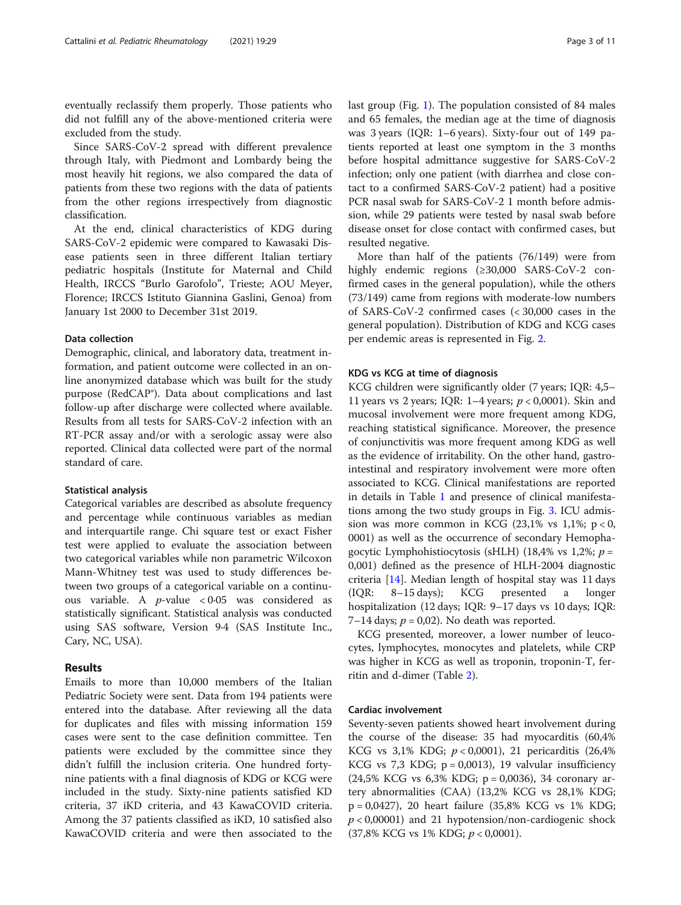eventually reclassify them properly. Those patients who did not fulfill any of the above-mentioned criteria were excluded from the study.

Since SARS-CoV-2 spread with different prevalence through Italy, with Piedmont and Lombardy being the most heavily hit regions, we also compared the data of patients from these two regions with the data of patients from the other regions irrespectively from diagnostic classification.

At the end, clinical characteristics of KDG during SARS-CoV-2 epidemic were compared to Kawasaki Disease patients seen in three different Italian tertiary pediatric hospitals (Institute for Maternal and Child Health, IRCCS "Burlo Garofolo", Trieste; AOU Meyer, Florence; IRCCS Istituto Giannina Gaslini, Genoa) from January 1st 2000 to December 31st 2019.

### Data collection

Demographic, clinical, and laboratory data, treatment information, and patient outcome were collected in an online anonymized database which was built for the study purpose (RedCAP®). Data about complications and last follow-up after discharge were collected where available. Results from all tests for SARS-CoV-2 infection with an RT-PCR assay and/or with a serologic assay were also reported. Clinical data collected were part of the normal standard of care.

### Statistical analysis

Categorical variables are described as absolute frequency and percentage while continuous variables as median and interquartile range. Chi square test or exact Fisher test were applied to evaluate the association between two categorical variables while non parametric Wilcoxon Mann-Whitney test was used to study differences between two groups of a categorical variable on a continuous variable. A *p*-value < 0·05 was considered as statistically significant. Statistical analysis was conducted using SAS software, Version 9·4 (SAS Institute Inc., Cary, NC, USA).

## Results

Emails to more than 10,000 members of the Italian Pediatric Society were sent. Data from 194 patients were entered into the database. After reviewing all the data for duplicates and files with missing information 159 cases were sent to the case definition committee. Ten patients were excluded by the committee since they didn't fulfill the inclusion criteria. One hundred forty-nine patients with a final diagnosis of KDG or KCG were included in the study. Sixty-nine patients satisfied KD criteria, 37 iKD criteria, and 43 KawaCOVID criteria. Among the 37 patients classified as iKD, 10 satisfied also KawaCOVID criteria and were then associated to the last group (Fig. 1). The population consisted of 84 males and 65 females, the median age at the time of diagnosis was 3 years (IQR: 1–6 years). Sixty-four out of 149 patients reported at least one symptom in the 3 months before hospital admittance suggestive for SARS-CoV-2 infection; only one patient (with diarrhea and close contact to a confirmed SARS-CoV-2 patient) had a positive PCR nasal swab for SARS-CoV-2 1 month before admission, while 29 patients were tested by nasal swab before disease onset for close contact with confirmed cases, but resulted negative.

More than half of the patients (76/149) were from highly endemic regions (≥30,000 SARS-CoV-2 confirmed cases in the general population), while the others (73/149) came from regions with moderate-low numbers of SARS-CoV-2 confirmed cases (< 30,000 cases in the general population). Distribution of KDG and KCG cases per endemic areas is represented in Fig. 2.

### KDG vs KCG at time of diagnosis

KCG children were significantly older (7 years; IQR: 4,5–11 years vs 2 years; IQR: 1–4 years; *p* < 0,0001). Skin and mucosal involvement were more frequent among KDG, reaching statistical significance. Moreover, the presence of conjunctivitis was more frequent among KDG as well as the evidence of irritability. On the other hand, gastrointestinal and respiratory involvement were more often associated to KCG. Clinical manifestations are reported in details in Table 1 and presence of clinical manifestations among the two study groups in Fig. 3. ICU admission was more common in KCG (23,1% vs 1,1%; p < 0, 0001) as well as the occurrence of secondary Hemophagocytic Lymphohistiocytosis (sHLH) (18,4% vs 1,2%; *p* = 0,001) defined as the presence of HLH-2004 diagnostic criteria [14]. Median length of hospital stay was 11 days (IQR: 8–15 days); KCG presented a longer hospitalization (12 days; IQR: 9–17 days vs 10 days; IQR: 7–14 days; *p* = 0,02). No death was reported.

KCG presented, moreover, a lower number of leucocytes, lymphocytes, monocytes and platelets, while CRP was higher in KCG as well as troponin, troponin-T, ferritin and d-dimer (Table 2).

### Cardiac involvement

Seventy-seven patients showed heart involvement during the course of the disease: 35 had myocarditis (60,4% KCG vs 3,1% KDG; *p* < 0,0001), 21 pericarditis (26,4% KCG vs 7,3 KDG; p = 0,0013), 19 valvular insufficiency (24,5% KCG vs 6,3% KDG; p = 0,0036), 34 coronary artery abnormalities (CAA) (13,2% KCG vs 28,1% KDG; p = 0,0427), 20 heart failure (35,8% KCG vs 1% KDG; *p* < 0,00001) and 21 hypotension/non-cardiogenic shock (37,8% KCG vs 1% KDG; *p* < 0,0001).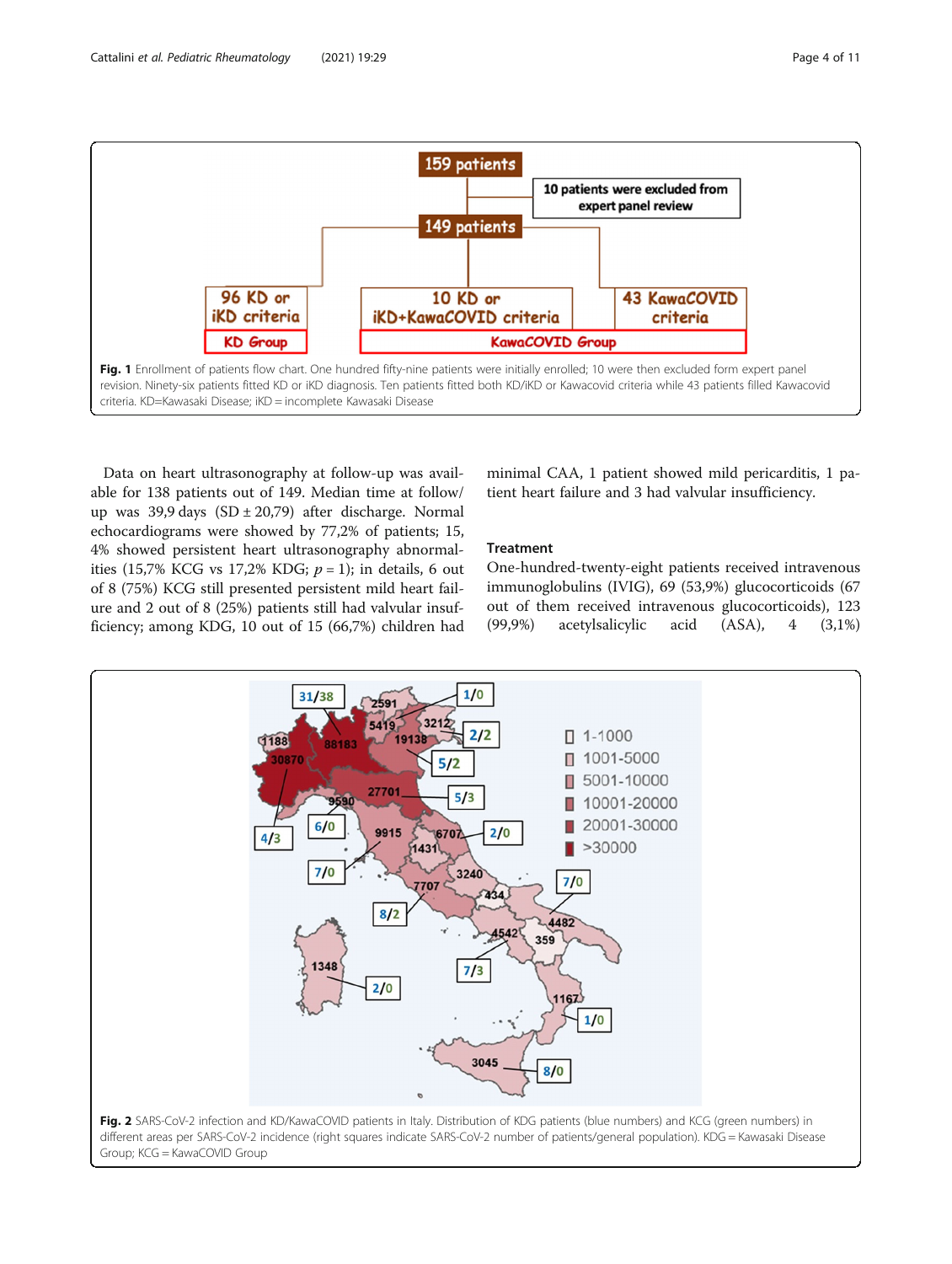**Fig. 1** Enrollment of patients flow chart. One hundred fifty-nine patients were initially enrolled; 10 were then excluded form expert panel revision. Ninety-six patients fitted KD or iKD diagnosis. Ten patients fitted both KD/iKD or Kawacovid criteria while 43 patients filled Kawacovid criteria. KD=Kawasaki Disease; iKD = incomplete Kawasaki Disease

Data on heart ultrasonography at follow-up was available for 138 patients out of 149. Median time at follow/up was 39,9 days (SD ± 20,79) after discharge. Normal echocardiograms were showed by 77,2% of patients; 15, 4% showed persistent heart ultrasonography abnormalities (15,7% KCG vs 17,2% KDG; $p = 1$); in details, 6 out of 8 (75%) KCG still presented persistent mild heart failure and 2 out of 8 (25%) patients still had valvular insufficiency; among KDG, 10 out of 15 (66,7%) children had minimal CAA, 1 patient showed mild pericarditis, 1 patient heart failure and 3 had valvular insufficiency.

### Treatment

One-hundred-twenty-eight patients received intravenous immunoglobulins (IVIG), 69 (53,9%) glucocorticoids (67 out of them received intravenous glucocorticoids), 123 (99,9%) acetylsalicylic acid (ASA), 4 (3,1%)

**Fig. 2** SARS-CoV-2 infection and KD/KawaCOVID patients in Italy. Distribution of KDG patients (blue numbers) and KCG (green numbers) in different areas per SARS-CoV-2 incidence (right squares indicate SARS-CoV-2 number of patients/general population). KDG = Kawasaki Disease Group; KCG = KawaCOVID Group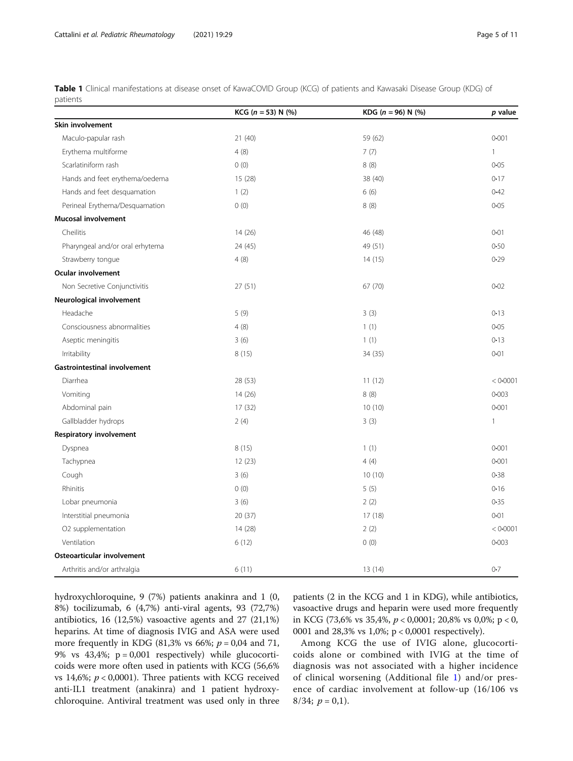**Table 1** Clinical manifestations at disease onset of KawaCOVID Group (KCG) of patients and Kawasaki Disease Group (KDG) of patients

| | KCG ($n = 53$) N (%) | KDG ($n = 96$) N (%) | *p* value |
|---|---|---|---|
| **Skin involvement** | | | |
| Maculo-papular rash | 21 (40) | 59 (62) | 0·001 |
| Erythema multiforme | 4 (8) | 7 (7) | 1 |
| Scarlatiniform rash | 0 (0) | 8 (8) | 0·05 |
| Hands and feet erythema/oedema | 15 (28) | 38 (40) | 0·17 |
| Hands and feet desquamation | 1 (2) | 6 (6) | 0·42 |
| Perineal Erythema/Desquamation | 0 (0) | 8 (8) | 0·05 |
| **Mucosal involvement** | | | |
| Cheilitis | 14 (26) | 46 (48) | 0·01 |
| Pharyngeal and/or oral erhytema | 24 (45) | 49 (51) | 0·50 |
| Strawberry tongue | 4 (8) | 14 (15) | 0·29 |
| **Ocular involvement** | | | |
| Non Secretive Conjunctivitis | 27 (51) | 67 (70) | 0·02 |
| **Neurological involvement** | | | |
| Headache | 5 (9) | 3 (3) | 0·13 |
| Consciousness abnormalities | 4 (8) | 1 (1) | 0·05 |
| Aseptic meningitis | 3 (6) | 1 (1) | 0·13 |
| Irritability | 8 (15) | 34 (35) | 0·01 |
| **Gastrointestinal involvement** | | | |
| Diarrhea | 28 (53) | 11 (12) | < 0·0001 |
| Vomiting | 14 (26) | 8 (8) | 0·003 |
| Abdominal pain | 17 (32) | 10 (10) | 0·001 |
| Gallbladder hydrops | 2 (4) | 3 (3) | 1 |
| **Respiratory involvement** | | | |
| Dyspnea | 8 (15) | 1 (1) | 0·001 |
| Tachypnea | 12 (23) | 4 (4) | 0·001 |
| Cough | 3 (6) | 10 (10) | 0·38 |
| Rhinitis | 0 (0) | 5 (5) | 0·16 |
| Lobar pneumonia | 3 (6) | 2 (2) | 0·35 |
| Interstitial pneumonia | 20 (37) | 17 (18) | 0·01 |
| O2 supplementation | 14 (28) | 2 (2) | < 0·0001 |
| Ventilation | 6 (12) | 0 (0) | 0·003 |
| **Osteoarticular involvement** | | | |
| Arthritis and/or arthralgia | 6 (11) | 13 (14) | 0·7 |

hydroxychloroquine, 9 (7%) patients anakinra and 1 (0, 8%) tocilizumab, 6 (4,7%) anti-viral agents, 93 (72,7%) antibiotics, 16 (12,5%) vasoactive agents and 27 (21,1%) heparins. At time of diagnosis IVIG and ASA were used more frequently in KDG (81,3% vs 66%; $p = 0{,}04$ and 71, 9% vs 43,4%; $p = 0{,}001$ respectively) while glucocorticoids were more often used in patients with KCG (56,6% vs 14,6%; $p < 0{,}0001$). Three patients with KCG received anti-IL1 treatment (anakinra) and 1 patient hydroxychloroquine. Antiviral treatment was used only in three patients (2 in the KCG and 1 in KDG), while antibiotics, vasoactive drugs and heparin were used more frequently in KCG (73,6% vs 35,4%, $p < 0{,}0001$; 20,8% vs 0,0%; $p < 0{,}0001$ and 28,3% vs 1,0%; $p < 0{,}0001$ respectively).

Among KCG the use of IVIG alone, glucocorticoids alone or combined with IVIG at the time of diagnosis was not associated with a higher incidence of clinical worsening (Additional file 1) and/or presence of cardiac involvement at follow-up (16/106 vs 8/34; $p = 0{,}1$).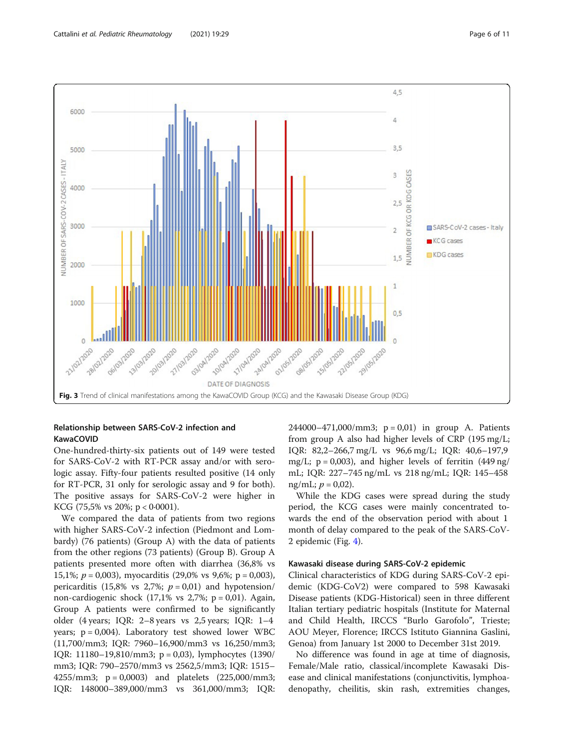**Fig. 3** Trend of clinical manifestations among the KawaCOVID Group (KCG) and the Kawasaki Disease Group (KDG)

### Relationship between SARS-CoV-2 infection and KawaCOVID

One-hundred-thirty-six patients out of 149 were tested for SARS-CoV-2 with RT-PCR assay and/or with serologic assay. Fifty-four patients resulted positive (14 only for RT-PCR, 31 only for serologic assay and 9 for both). The positive assays for SARS-CoV-2 were higher in KCG (75,5% vs 20%; p < 0·0001).

We compared the data of patients from two regions with higher SARS-CoV-2 infection (Piedmont and Lombardy) (76 patients) (Group A) with the data of patients from the other regions (73 patients) (Group B). Group A patients presented more often with diarrhea (36,8% vs 15,1%; $p = 0{,}003$), myocarditis (29,0% vs 9,6%; p = 0,003), pericarditis (15,8% vs 2,7%; $p = 0{,}01$) and hypotension/non-cardiogenic shock (17,1% vs 2,7%; p = 0,01). Again, Group A patients were confirmed to be significantly older (4 years; IQR: 2–8 years vs 2,5 years; IQR: 1–4 years; p = 0,004). Laboratory test showed lower WBC (11,700/mm3; IQR: 7960–16,900/mm3 vs 16,250/mm3; IQR: 11180–19,810/mm3; p = 0,03), lymphocytes (1390/mm3; IQR: 790–2570/mm3 vs 2562,5/mm3; IQR: 1515–4255/mm3; p = 0,0003) and platelets (225,000/mm3; IQR: 148000–389,000/mm3 vs 361,000/mm3; IQR: 244000–471,000/mm3; p = 0,01) in group A. Patients from group A also had higher levels of CRP (195 mg/L; IQR: 82,2–266,7 mg/L vs 96,6 mg/L; IQR: 40,6–197,9 mg/L; p = 0,003), and higher levels of ferritin (449 ng/mL; IQR: 227–745 ng/mL vs 218 ng/mL; IQR: 145–458 ng/mL; $p = 0{,}02$).

While the KDG cases were spread during the study period, the KCG cases were mainly concentrated towards the end of the observation period with about 1 month of delay compared to the peak of the SARS-CoV-2 epidemic (Fig. 4).

### Kawasaki disease during SARS-CoV-2 epidemic

Clinical characteristics of KDG during SARS-CoV-2 epidemic (KDG-CoV2) were compared to 598 Kawasaki Disease patients (KDG-Historical) seen in three different Italian tertiary pediatric hospitals (Institute for Maternal and Child Health, IRCCS "Burlo Garofolo", Trieste; AOU Meyer, Florence; IRCCS Istituto Giannina Gaslini, Genoa) from January 1st 2000 to December 31st 2019.

No difference was found in age at time of diagnosis, Female/Male ratio, classical/incomplete Kawasaki Disease and clinical manifestations (conjunctivitis, lymphoadenopathy, cheilitis, skin rash, extremities changes,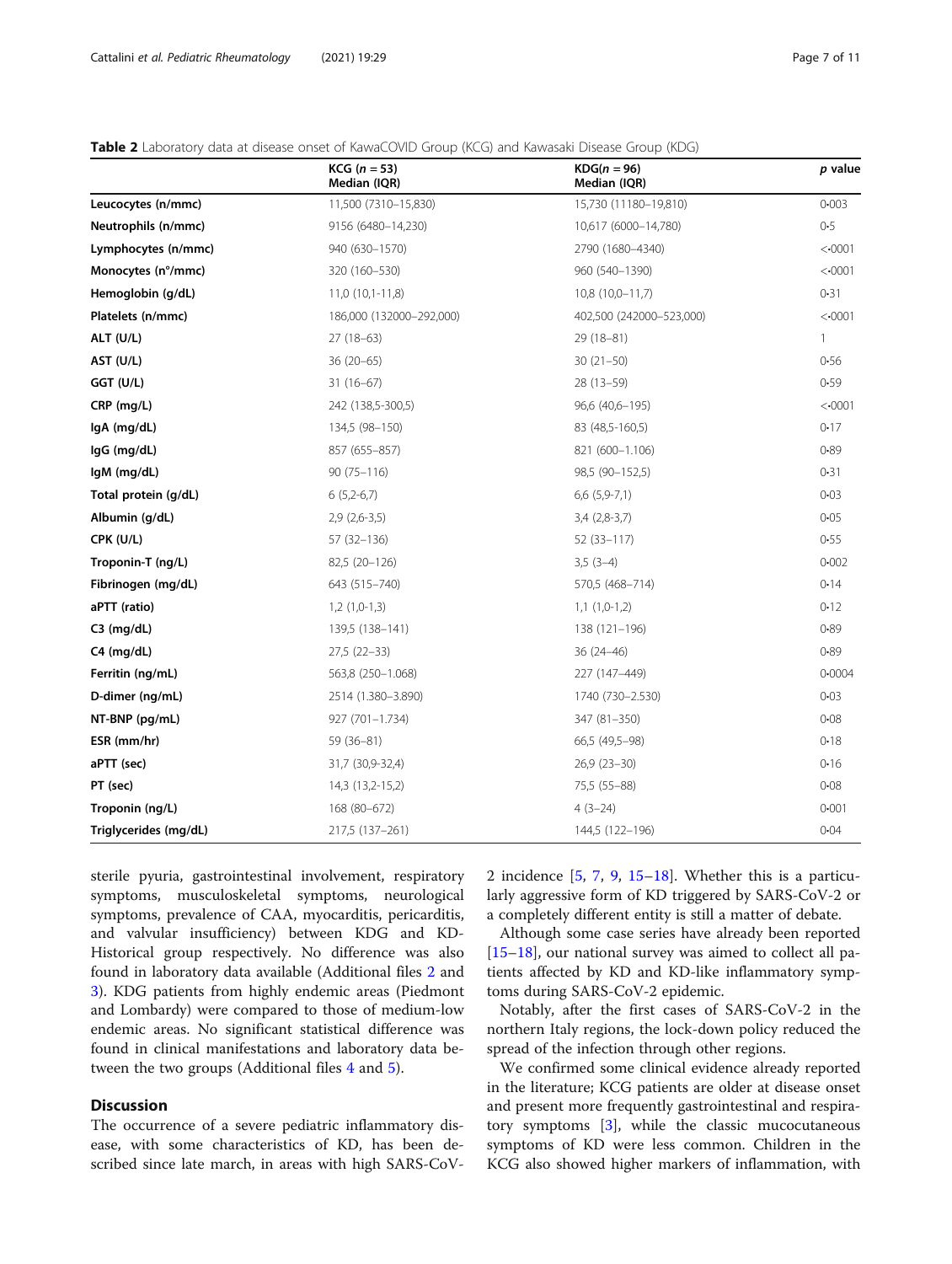**Table 2** Laboratory data at disease onset of KawaCOVID Group (KCG) and Kawasaki Disease Group (KDG)

| | KCG ($n = 53$) Median (IQR) | KDG($n = 96$) Median (IQR) | *p* value |
|---|---|---|---|
| **Leucocytes (n/mmc)** | 11,500 (7310–15,830) | 15,730 (11180–19,810) | 0·003 |
| **Neutrophils (n/mmc)** | 9156 (6480–14,230) | 10,617 (6000–14,780) | 0·5 |
| **Lymphocytes (n/mmc)** | 940 (630–1570) | 2790 (1680–4340) | <·0001 |
| **Monocytes (n°/mmc)** | 320 (160–530) | 960 (540–1390) | <·0001 |
| **Hemoglobin (g/dL)** | 11,0 (10,1-11,8) | 10,8 (10,0–11,7) | 0·31 |
| **Platelets (n/mmc)** | 186,000 (132000–292,000) | 402,500 (242000–523,000) | <·0001 |
| **ALT (U/L)** | 27 (18–63) | 29 (18–81) | 1 |
| **AST (U/L)** | 36 (20–65) | 30 (21–50) | 0·56 |
| **GGT (U/L)** | 31 (16–67) | 28 (13–59) | 0·59 |
| **CRP (mg/L)** | 242 (138,5-300,5) | 96,6 (40,6–195) | <·0001 |
| **IgA (mg/dL)** | 134,5 (98–150) | 83 (48,5-160,5) | 0·17 |
| **IgG (mg/dL)** | 857 (655–857) | 821 (600–1.106) | 0·89 |
| **IgM (mg/dL)** | 90 (75–116) | 98,5 (90–152,5) | 0·31 |
| **Total protein (g/dL)** | 6 (5,2-6,7) | 6,6 (5,9-7,1) | 0·03 |
| **Albumin (g/dL)** | 2,9 (2,6-3,5) | 3,4 (2,8-3,7) | 0·05 |
| **CPK (U/L)** | 57 (32–136) | 52 (33–117) | 0·55 |
| **Troponin-T (ng/L)** | 82,5 (20–126) | 3,5 (3–4) | 0·002 |
| **Fibrinogen (mg/dL)** | 643 (515–740) | 570,5 (468–714) | 0·14 |
| **aPTT (ratio)** | 1,2 (1,0-1,3) | 1,1 (1,0-1,2) | 0·12 |
| **C3 (mg/dL)** | 139,5 (138–141) | 138 (121–196) | 0·89 |
| **C4 (mg/dL)** | 27,5 (22–33) | 36 (24–46) | 0·89 |
| **Ferritin (ng/mL)** | 563,8 (250–1.068) | 227 (147–449) | 0·0004 |
| **D-dimer (ng/mL)** | 2514 (1.380–3.890) | 1740 (730–2.530) | 0·03 |
| **NT-BNP (pg/mL)** | 927 (701–1.734) | 347 (81–350) | 0·08 |
| **ESR (mm/hr)** | 59 (36–81) | 66,5 (49,5–98) | 0·18 |
| **aPTT (sec)** | 31,7 (30,9-32,4) | 26,9 (23–30) | 0·16 |
| **PT (sec)** | 14,3 (13,2-15,2) | 75,5 (55–88) | 0·08 |
| **Troponin (ng/L)** | 168 (80–672) | 4 (3–24) | 0·001 |
| **Triglycerides (mg/dL)** | 217,5 (137–261) | 144,5 (122–196) | 0·04 |

sterile pyuria, gastrointestinal involvement, respiratory symptoms, musculoskeletal symptoms, neurological symptoms, prevalence of CAA, myocarditis, pericarditis, and valvular insufficiency) between KDG and KD-Historical group respectively. No difference was also found in laboratory data available (Additional files 2 and 3). KDG patients from highly endemic areas (Piedmont and Lombardy) were compared to those of medium-low endemic areas. No significant statistical difference was found in clinical manifestations and laboratory data between the two groups (Additional files 4 and 5).

## Discussion

The occurrence of a severe pediatric inflammatory disease, with some characteristics of KD, has been described since late march, in areas with high SARS-CoV-2 incidence [5, 7, 9, 15–18]. Whether this is a particularly aggressive form of KD triggered by SARS-CoV-2 or a completely different entity is still a matter of debate.

Although some case series have already been reported [15–18], our national survey was aimed to collect all patients affected by KD and KD-like inflammatory symptoms during SARS-CoV-2 epidemic.

Notably, after the first cases of SARS-CoV-2 in the northern Italy regions, the lock-down policy reduced the spread of the infection through other regions.

We confirmed some clinical evidence already reported in the literature; KCG patients are older at disease onset and present more frequently gastrointestinal and respiratory symptoms [3], while the classic mucocutaneous symptoms of KD were less common. Children in the KCG also showed higher markers of inflammation, with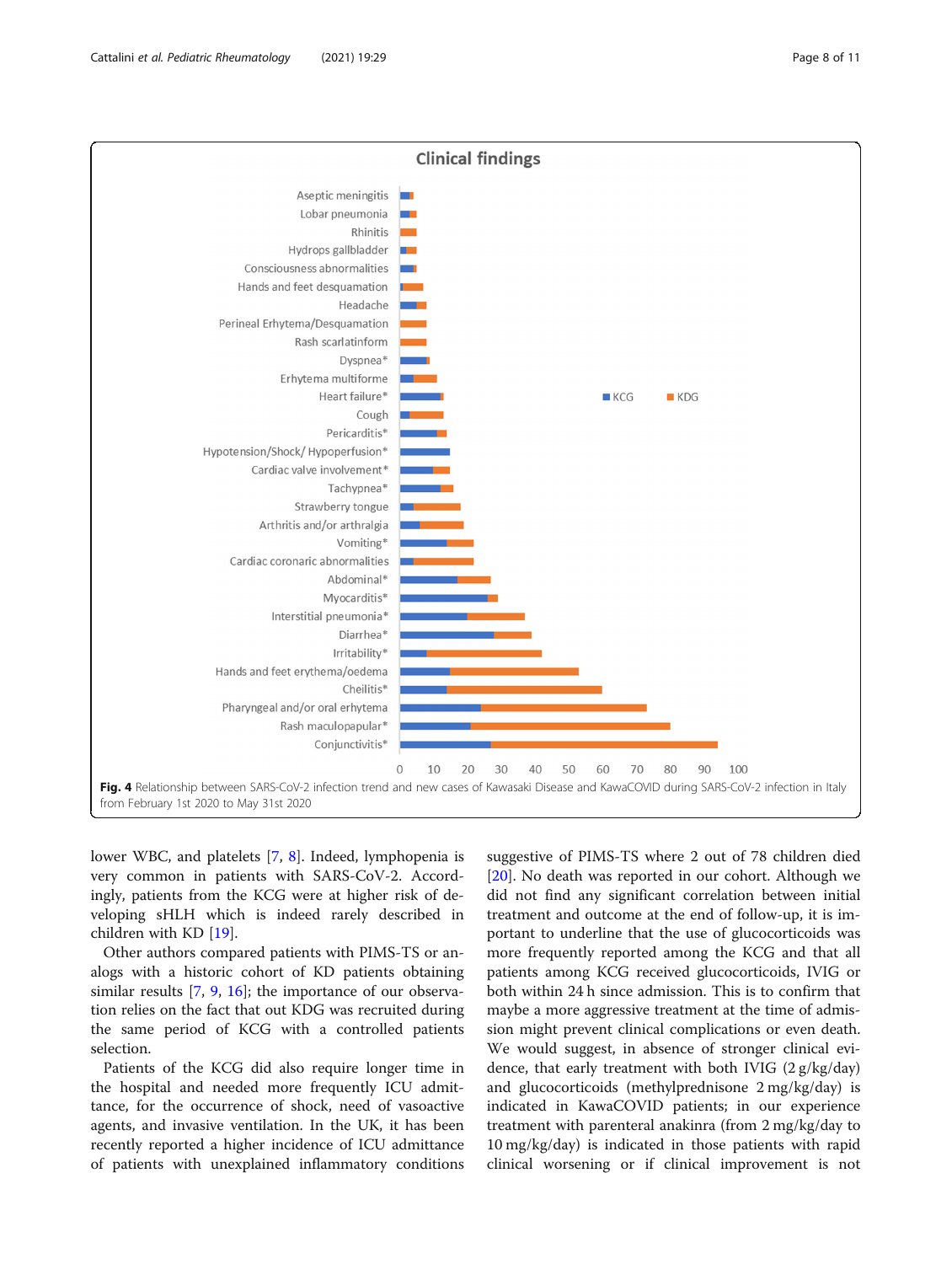**Fig. 4** Relationship between SARS-CoV-2 infection trend and new cases of Kawasaki Disease and KawaCOVID during SARS-CoV-2 infection in Italy from February 1st 2020 to May 31st 2020

lower WBC, and platelets [7, 8]. Indeed, lymphopenia is very common in patients with SARS-CoV-2. Accordingly, patients from the KCG were at higher risk of developing sHLH which is indeed rarely described in children with KD [19].

Other authors compared patients with PIMS-TS or analogs with a historic cohort of KD patients obtaining similar results [7, 9, 16]; the importance of our observation relies on the fact that out KDG was recruited during the same period of KCG with a controlled patients selection.

Patients of the KCG did also require longer time in the hospital and needed more frequently ICU admittance, for the occurrence of shock, need of vasoactive agents, and invasive ventilation. In the UK, it has been recently reported a higher incidence of ICU admittance of patients with unexplained inflammatory conditions suggestive of PIMS-TS where 2 out of 78 children died [20]. No death was reported in our cohort. Although we did not find any significant correlation between initial treatment and outcome at the end of follow-up, it is important to underline that the use of glucocorticoids was more frequently reported among the KCG and that all patients among KCG received glucocorticoids, IVIG or both within 24 h since admission. This is to confirm that maybe a more aggressive treatment at the time of admission might prevent clinical complications or even death. We would suggest, in absence of stronger clinical evidence, that early treatment with both IVIG (2 g/kg/day) and glucocorticoids (methylprednisone 2 mg/kg/day) is indicated in KawaCOVID patients; in our experience treatment with parenteral anakinra (from 2 mg/kg/day to 10 mg/kg/day) is indicated in those patients with rapid clinical worsening or if clinical improvement is not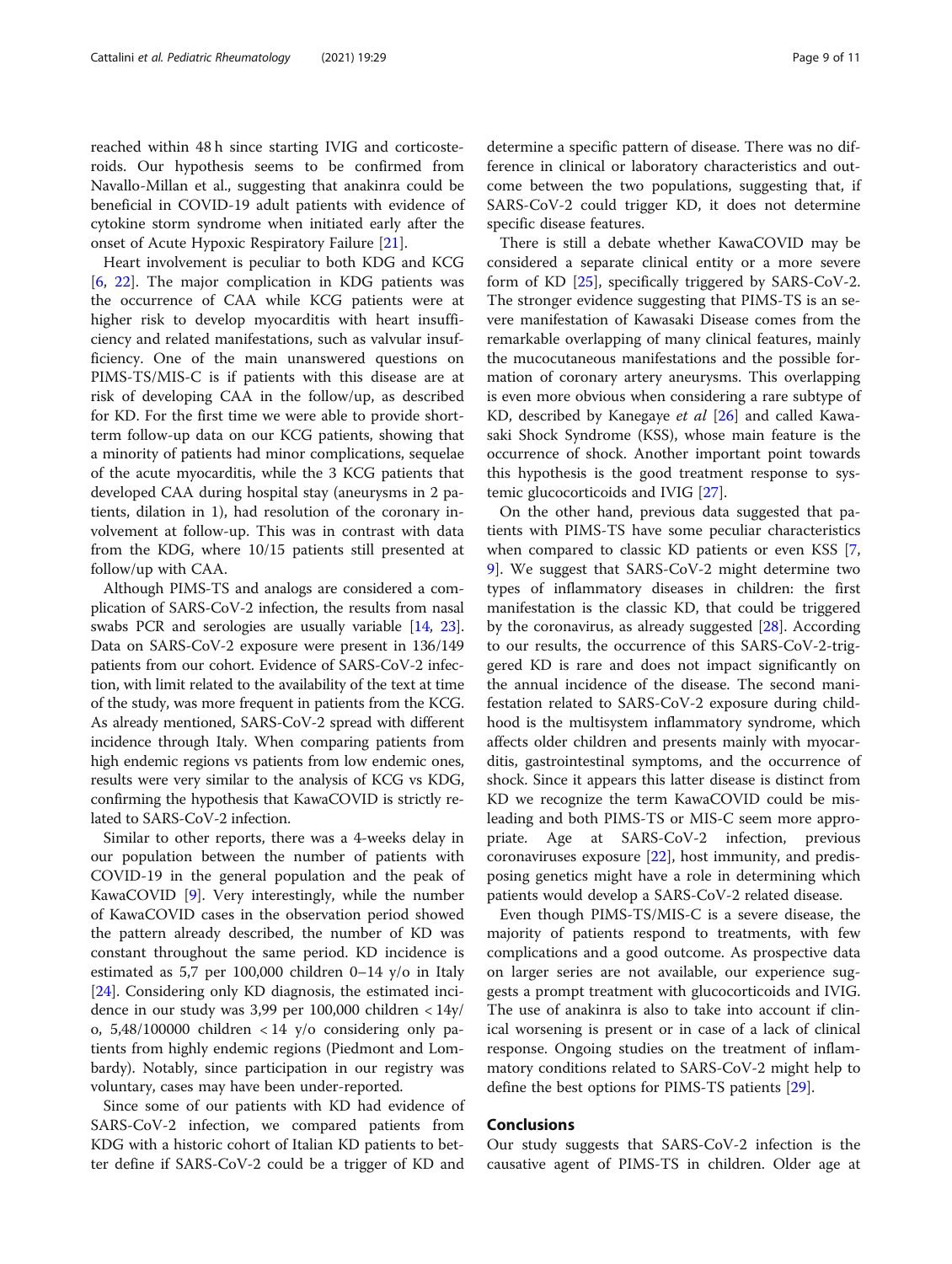reached within 48 h since starting IVIG and corticosteroids. Our hypothesis seems to be confirmed from Navallo-Millan et al., suggesting that anakinra could be beneficial in COVID-19 adult patients with evidence of cytokine storm syndrome when initiated early after the onset of Acute Hypoxic Respiratory Failure [21].

Heart involvement is peculiar to both KDG and KCG [6, 22]. The major complication in KDG patients was the occurrence of CAA while KCG patients were at higher risk to develop myocarditis with heart insufficiency and related manifestations, such as valvular insufficiency. One of the main unanswered questions on PIMS-TS/MIS-C is if patients with this disease are at risk of developing CAA in the follow/up, as described for KD. For the first time we were able to provide short-term follow-up data on our KCG patients, showing that a minority of patients had minor complications, sequelae of the acute myocarditis, while the 3 KCG patients that developed CAA during hospital stay (aneurysms in 2 patients, dilation in 1), had resolution of the coronary involvement at follow-up. This was in contrast with data from the KDG, where 10/15 patients still presented at follow/up with CAA.

Although PIMS-TS and analogs are considered a complication of SARS-CoV-2 infection, the results from nasal swabs PCR and serologies are usually variable [14, 23]. Data on SARS-CoV-2 exposure were present in 136/149 patients from our cohort. Evidence of SARS-CoV-2 infection, with limit related to the availability of the text at time of the study, was more frequent in patients from the KCG. As already mentioned, SARS-CoV-2 spread with different incidence through Italy. When comparing patients from high endemic regions vs patients from low endemic ones, results were very similar to the analysis of KCG vs KDG, confirming the hypothesis that KawaCOVID is strictly related to SARS-CoV-2 infection.

Similar to other reports, there was a 4-weeks delay in our population between the number of patients with COVID-19 in the general population and the peak of KawaCOVID [9]. Very interestingly, while the number of KawaCOVID cases in the observation period showed the pattern already described, the number of KD was constant throughout the same period. KD incidence is estimated as 5,7 per 100,000 children 0–14 y/o in Italy [24]. Considering only KD diagnosis, the estimated incidence in our study was 3,99 per 100,000 children < 14y/o, 5,48/100000 children < 14 y/o considering only patients from highly endemic regions (Piedmont and Lombardy). Notably, since participation in our registry was voluntary, cases may have been under-reported.

Since some of our patients with KD had evidence of SARS-CoV-2 infection, we compared patients from KDG with a historic cohort of Italian KD patients to better define if SARS-CoV-2 could be a trigger of KD and determine a specific pattern of disease. There was no difference in clinical or laboratory characteristics and outcome between the two populations, suggesting that, if SARS-CoV-2 could trigger KD, it does not determine specific disease features.

There is still a debate whether KawaCOVID may be considered a separate clinical entity or a more severe form of KD [25], specifically triggered by SARS-CoV-2. The stronger evidence suggesting that PIMS-TS is an severe manifestation of Kawasaki Disease comes from the remarkable overlapping of many clinical features, mainly the mucocutaneous manifestations and the possible formation of coronary artery aneurysms. This overlapping is even more obvious when considering a rare subtype of KD, described by Kanegaye *et al* [26] and called Kawasaki Shock Syndrome (KSS), whose main feature is the occurrence of shock. Another important point towards this hypothesis is the good treatment response to systemic glucocorticoids and IVIG [27].

On the other hand, previous data suggested that patients with PIMS-TS have some peculiar characteristics when compared to classic KD patients or even KSS [7, 9]. We suggest that SARS-CoV-2 might determine two types of inflammatory diseases in children: the first manifestation is the classic KD, that could be triggered by the coronavirus, as already suggested [28]. According to our results, the occurrence of this SARS-CoV-2-triggered KD is rare and does not impact significantly on the annual incidence of the disease. The second manifestation related to SARS-CoV-2 exposure during childhood is the multisystem inflammatory syndrome, which affects older children and presents mainly with myocarditis, gastrointestinal symptoms, and the occurrence of shock. Since it appears this latter disease is distinct from KD we recognize the term KawaCOVID could be misleading and both PIMS-TS or MIS-C seem more appropriate. Age at SARS-CoV-2 infection, previous coronaviruses exposure [22], host immunity, and predisposing genetics might have a role in determining which patients would develop a SARS-CoV-2 related disease.

Even though PIMS-TS/MIS-C is a severe disease, the majority of patients respond to treatments, with few complications and a good outcome. As prospective data on larger series are not available, our experience suggests a prompt treatment with glucocorticoids and IVIG. The use of anakinra is also to take into account if clinical worsening is present or in case of a lack of clinical response. Ongoing studies on the treatment of inflammatory conditions related to SARS-CoV-2 might help to define the best options for PIMS-TS patients [29].

## Conclusions

Our study suggests that SARS-CoV-2 infection is the causative agent of PIMS-TS in children. Older age at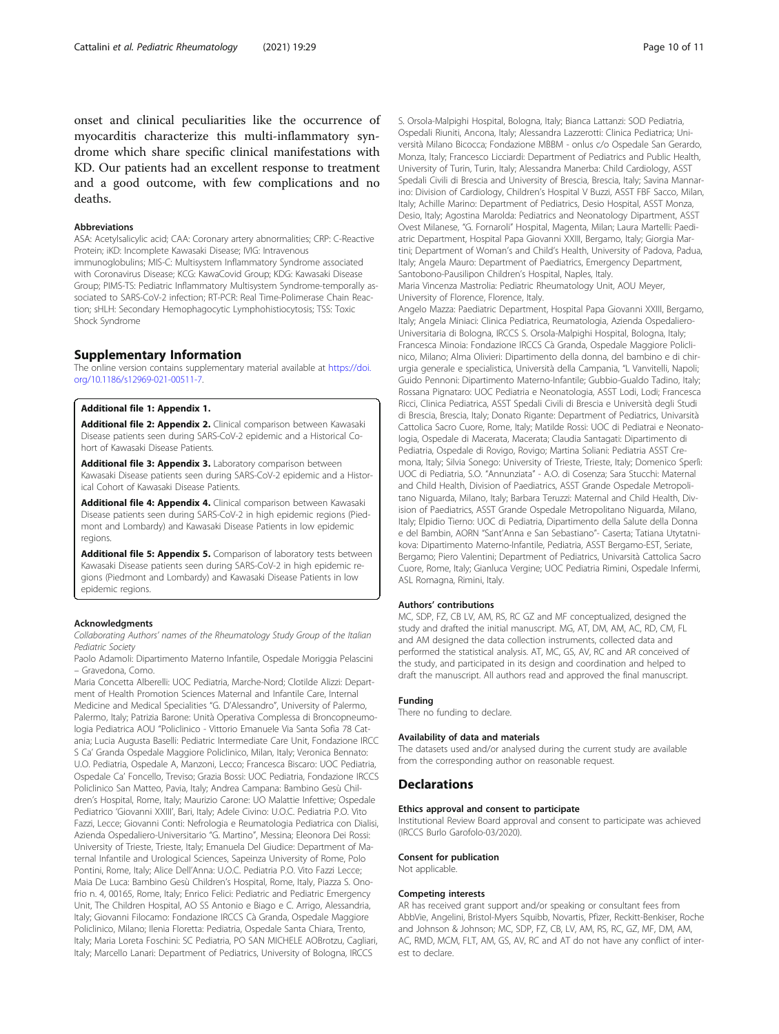onset and clinical peculiarities like the occurrence of myocarditis characterize this multi-inflammatory syndrome which share specific clinical manifestations with KD. Our patients had an excellent response to treatment and a good outcome, with few complications and no deaths.

#### Abbreviations

ASA: Acetylsalicylic acid; CAA: Coronary artery abnormalities; CRP: C-Reactive Protein; iKD: Incomplete Kawasaki Disease; IVIG: Intravenous immunoglobulins; MIS-C: Multisystem Inflammatory Syndrome associated with Coronavirus Disease; KCG: KawaCovid Group; KDG: Kawasaki Disease Group; PIMS-TS: Pediatric Inflammatory Multisystem Syndrome-temporally associated to SARS-CoV-2 infection; RT-PCR: Real Time-Polimerase Chain Reaction; sHLH: Secondary Hemophagocytic Lymphohistiocytosis; TSS: Toxic Shock Syndrome

## Supplementary Information

The online version contains supplementary material available at https://doi.org/10.1186/s12969-021-00511-7.

**Additional file 1: Appendix 1.**

**Additional file 2: Appendix 2.** Clinical comparison between Kawasaki Disease patients seen during SARS-CoV-2 epidemic and a Historical Cohort of Kawasaki Disease Patients.

**Additional file 3: Appendix 3.** Laboratory comparison between Kawasaki Disease patients seen during SARS-CoV-2 epidemic and a Historical Cohort of Kawasaki Disease Patients.

**Additional file 4: Appendix 4.** Clinical comparison between Kawasaki Disease patients seen during SARS-CoV-2 in high epidemic regions (Piedmont and Lombardy) and Kawasaki Disease Patients in low epidemic regions.

**Additional file 5: Appendix 5.** Comparison of laboratory tests between Kawasaki Disease patients seen during SARS-CoV-2 in high epidemic regions (Piedmont and Lombardy) and Kawasaki Disease Patients in low epidemic regions.

#### Acknowledgments

*Collaborating Authors' names of the Rheumatology Study Group of the Italian Pediatric Society*

Paolo Adamoli: Dipartimento Materno Infantile, Ospedale Moriggia Pelascini – Gravedona, Como.

Maria Concetta Alberelli: UOC Pediatria, Marche-Nord; Clotilde Alizzi: Department of Health Promotion Sciences Maternal and Infantile Care, Internal Medicine and Medical Specialities "G. D'Alessandro", University of Palermo, Palermo, Italy; Patrizia Barone: Unità Operativa Complessa di Broncopneumologia Pediatrica AOU "Policlinico - Vittorio Emanuele Via Santa Sofia 78 Catania; Lucia Augusta Baselli: Pediatric Intermediate Care Unit, Fondazione IRCC S Ca' Granda Ospedale Maggiore Policlinico, Milan, Italy; Veronica Bennato: U.O. Pediatria, Ospedale A, Manzoni, Lecco; Francesca Biscaro: UOC Pediatria, Ospedale Ca' Foncello, Treviso; Grazia Bossi: UOC Pediatria, Fondazione IRCCS Policlinico San Matteo, Pavia, Italy; Andrea Campana: Bambino Gesù Children's Hospital, Rome, Italy; Maurizio Carone: UO Malattie Infettive; Ospedale Pediatrico 'Giovanni XXIII', Bari, Italy; Adele Civino: U.O.C. Pediatria P.O. Vito Fazzi, Lecce; Giovanni Conti: Nefrologia e Reumatologia Pediatrica con Dialisi, Azienda Ospedaliero-Universitario "G. Martino", Messina; Eleonora Dei Rossi: University of Trieste, Trieste, Italy; Emanuela Del Giudice: Department of Maternal Infantile and Urological Sciences, Sapeinza University of Rome, Polo Pontini, Rome, Italy; Alice Dell'Anna: U.O.C. Pediatria P.O. Vito Fazzi Lecce; Maia De Luca: Bambino Gesù Children's Hospital, Rome, Italy, Piazza S. Onofrio n. 4, 00165, Rome, Italy; Enrico Felici: Pediatric and Pediatric Emergency Unit, The Children Hospital, AO SS Antonio e Biago e C. Arrigo, Alessandria, Italy; Giovanni Filocamo: Fondazione IRCCS Cà Granda, Ospedale Maggiore Policlinico, Milano; Ilenia Floretta: Pediatria, Ospedale Santa Chiara, Trento, Italy; Maria Loreta Foschini: SC Pediatria, PO SAN MICHELE AOBrotzu, Cagliari, Italy; Marcello Lanari: Department of Pediatrics, University of Bologna, IRCCS S. Orsola-Malpighi Hospital, Bologna, Italy; Bianca Lattanzi: SOD Pediatria, Ospedali Riuniti, Ancona, Italy; Alessandra Lazzerotti: Clinica Pediatrica; Università Milano Bicocca; Fondazione MBBM - onlus c/o Ospedale San Gerardo, Monza, Italy; Francesco Licciardi: Department of Pediatrics and Public Health, University of Turin, Turin, Italy; Alessandra Manerba: Child Cardiology, ASST Spedali Civili di Brescia and University of Brescia, Brescia, Italy; Savina Mannarino: Division of Cardiology, Children's Hospital V Buzzi, ASST FBF Sacco, Milan, Italy; Achille Marino: Department of Pediatrics, Desio Hospital, ASST Monza, Desio, Italy; Agostina Marolda: Pediatrics and Neonatology Dipartment, ASST Ovest Milanese, "G. Fornaroli" Hospital, Magenta, Milan; Laura Martelli: Paediatric Department, Hospital Papa Giovanni XXIII, Bergamo, Italy; Giorgia Martini; Department of Woman's and Child's Health, University of Padova, Padua, Italy; Angela Mauro: Department of Paediatrics, Emergency Department, Santobono-Pausilipon Children's Hospital, Naples, Italy.

Maria Vincenza Mastrolia: Pediatric Rheumatology Unit, AOU Meyer, University of Florence, Florence, Italy.

Angelo Mazza: Paediatric Department, Hospital Papa Giovanni XXIII, Bergamo, Italy; Angela Miniaci: Clinica Pediatrica, Reumatologia, Azienda Ospedaliero-Universitaria di Bologna, IRCCS S. Orsola-Malpighi Hospital, Bologna, Italy; Francesca Minoia: Fondazione IRCCS Cà Granda, Ospedale Maggiore Policlinico, Milano, Italy; Alma Olivieri: Dipartimento della donna, del bambino e di chirurgia generale e specialistica, Università della Campania, "L Vanvitelli, Napoli; Guido Pennoni: Dipartimento Materno-Infantile; Gubbio-Gualdo Tadino, Italy; Rossana Pignataro: UOC Pediatria e Neonatologia, ASST Lodi, Lodi; Francesca Ricci, Clinica Pediatrica, ASST Spedali Civili di Brescia e Università degli Studi di Brescia, Brescia, Italy; Donato Rigante: Department of Pediatrics, Università Cattolica Sacro Cuore, Rome, Italy; Matilde Rossi: UOC di Pediatrai e Neonatologia, Ospedale di Macerata, Macerata; Claudia Santagati: Dipartimento di Pediatria, Ospedale di Rovigo, Rovigo; Martina Soliani: Pediatria ASST Cremona, Italy; Silvia Sonego: University of Trieste, Trieste, Italy; Domenico Sperlì: UOC di Pediatria, S.O. "Annunziata" - A.O. di Cosenza; Sara Stucchi: Maternal and Child Health, Division of Paediatrics, ASST Grande Ospedale Metropolitano Niguarda, Milano, Italy; Barbara Teruzzi: Maternal and Child Health, Division of Paediatrics, ASST Grande Ospedale Metropolitano Niguarda, Milano, Italy; Elpidio Tierno: UOC di Pediatria, Dipartimento della Salute della Donna e del Bambin, AORN "Sant'Anna e San Sebastiano"- Caserta; Tatiana Utytatnikova: Dipartimento Materno-Infantile, Pediatria, ASST Bergamo-EST, Seriate, Bergamo; Piero Valentini; Department of Pediatrics, Univarsità Cattolica Sacro Cuore, Rome, Italy; Gianluca Vergine; UOC Pediatria Rimini, Ospedale Infermi, ASL Romagna, Rimini, Italy.

#### Authors' contributions

MC, SDP, FZ, CB LV, AM, RS, RC GZ and MF conceptualized, designed the study and drafted the initial manuscript. MG, AT, DM, AM, AC, RD, CM, FL and AM designed the data collection instruments, collected data and performed the statistical analysis. AT, MC, GS, AV, RC and AR conceived of the study, and participated in its design and coordination and helped to draft the manuscript. All authors read and approved the final manuscript.

#### Funding

There no funding to declare.

#### Availability of data and materials

The datasets used and/or analysed during the current study are available from the corresponding author on reasonable request.

## Declarations

#### Ethics approval and consent to participate

Institutional Review Board approval and consent to participate was achieved (IRCCS Burlo Garofolo-03/2020).

#### Consent for publication

Not applicable.

#### Competing interests

AR has received grant support and/or speaking or consultant fees from AbbVie, Angelini, Bristol-Myers Squibb, Novartis, Pfizer, Reckitt-Benkiser, Roche and Johnson & Johnson; MC, SDP, FZ, CB, LV, AM, RS, RC, GZ, MF, DM, AM, AC, RMD, MCM, FLT, AM, GS, AV, RC and AT do not have any conflict of interest to declare.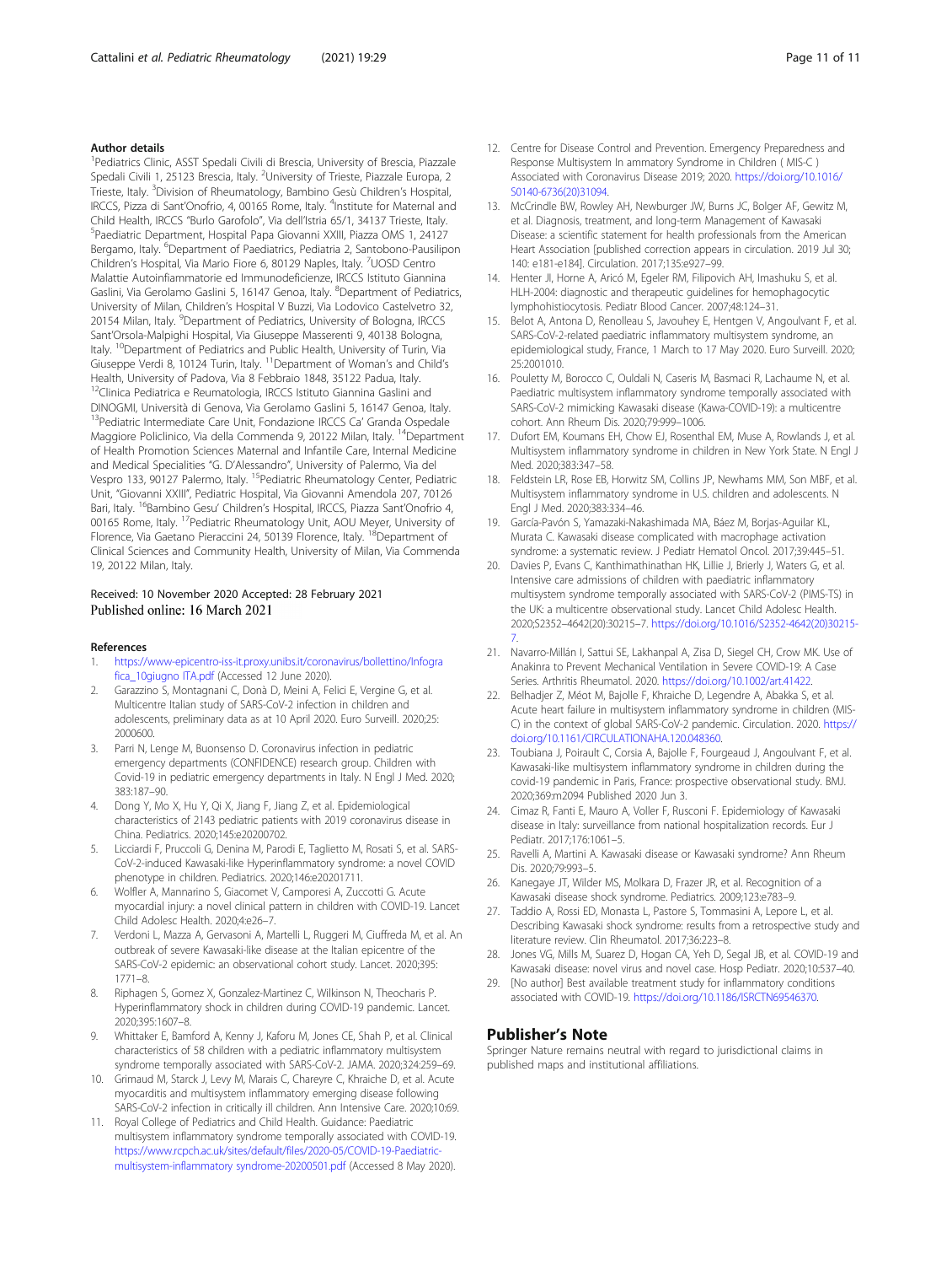### Author details

[1]Pediatrics Clinic, ASST Spedali Civili di Brescia, University of Brescia, Piazzale Spedali Civili 1, 25123 Brescia, Italy. [2]University of Trieste, Piazzale Europa, 2 Trieste, Italy. [3]Division of Rheumatology, Bambino Gesù Children's Hospital, IRCCS, Pizza di Sant'Onofrio, 4, 00165 Rome, Italy. [4]Institute for Maternal and Child Health, IRCCS "Burlo Garofolo", Via dell'Istria 65/1, 34137 Trieste, Italy. [5]Paediatric Department, Hospital Papa Giovanni XXIII, Piazza OMS 1, 24127 Bergamo, Italy. [6]Department of Paediatrics, Pediatria 2, Santobono-Pausilipon Children's Hospital, Via Mario Fiore 6, 80129 Naples, Italy. [7]UOSD Centro Malattie Autoinfiammatorie ed Immunodeficienze, IRCCS Istituto Giannina Gaslini, Via Gerolamo Gaslini 5, 16147 Genoa, Italy. [8]Department of Pediatrics, University of Milan, Children's Hospital V Buzzi, Via Lodovico Castelvetro 32, 20154 Milan, Italy. [9]Department of Pediatrics, University of Bologna, IRCCS Sant'Orsola-Malpighi Hospital, Via Giuseppe Masserenti 9, 40138 Bologna, Italy. [10]Department of Pediatrics and Public Health, University of Turin, Via Giuseppe Verdi 8, 10124 Turin, Italy. [11]Department of Woman's and Child's Health, University of Padova, Via 8 Febbraio 1848, 35122 Padua, Italy. [12]Clinica Pediatrica e Reumatologia, IRCCS Istituto Giannina Gaslini and DINOGMI, Università di Genova, Via Gerolamo Gaslini 5, 16147 Genoa, Italy. [13]Pediatric Intermediate Care Unit, Fondazione IRCCS Ca' Granda Ospedale Maggiore Policlinico, Via della Commenda 9, 20122 Milan, Italy. [14]Department of Health Promotion Sciences Maternal and Infantile Care, Internal Medicine and Medical Specialities "G. D'Alessandro", University of Palermo, Via del Vespro 133, 90127 Palermo, Italy. [15]Pediatric Rheumatology Center, Pediatric Unit, "Giovanni XXIII", Pediatric Hospital, Via Giovanni Amendola 207, 70126 Bari, Italy. [16]Bambino Gesu' Children's Hospital, IRCCS, Piazza Sant'Onofrio 4, 00165 Rome, Italy. [17]Pediatric Rheumatology Unit, AOU Meyer, University of Florence, Via Gaetano Pieraccini 24, 50139 Florence, Italy. [18]Department of Clinical Sciences and Community Health, University of Milan, Via Commenda 19, 20122 Milan, Italy.

Received: 10 November 2020 Accepted: 28 February 2021
Published online: 16 March 2021

### References

1. https://www-epicentro-iss-it.proxy.unibs.it/coronavirus/bollettino/Infografica_10giugno ITA.pdf (Accessed 12 June 2020).
2. Garazzino S, Montagnani C, Donà D, Meini A, Felici E, Vergine G, et al. Multicentre Italian study of SARS-CoV-2 infection in children and adolescents, preliminary data as at 10 April 2020. Euro Surveill. 2020;25:2000600.
3. Parri N, Lenge M, Buonsenso D. Coronavirus infection in pediatric emergency departments (CONFIDENCE) research group. Children with Covid-19 in pediatric emergency departments in Italy. N Engl J Med. 2020;383:187–90.
4. Dong Y, Mo X, Hu Y, Qi X, Jiang F, Jiang Z, et al. Epidemiological characteristics of 2143 pediatric patients with 2019 coronavirus disease in China. Pediatrics. 2020;145:e20200702.
5. Licciardi F, Pruccoli G, Denina M, Parodi E, Taglietto M, Rosati S, et al. SARS-CoV-2-induced Kawasaki-like Hyperinflammatory syndrome: a novel COVID phenotype in children. Pediatrics. 2020;146:e20201711.
6. Wolfler A, Mannarino S, Giacomet V, Camporesi A, Zuccotti G. Acute myocardial injury: a novel clinical pattern in children with COVID-19. Lancet Child Adolesc Health. 2020;4:e26–7.
7. Verdoni L, Mazza A, Gervasoni A, Martelli L, Ruggeri M, Ciuffreda M, et al. An outbreak of severe Kawasaki-like disease at the Italian epicentre of the SARS-CoV-2 epidemic: an observational cohort study. Lancet. 2020;395:1771–8.
8. Riphagen S, Gomez X, Gonzalez-Martinez C, Wilkinson N, Theocharis P. Hyperinflammatory shock in children during COVID-19 pandemic. Lancet. 2020;395:1607–8.
9. Whittaker E, Bamford A, Kenny J, Kaforu M, Jones CE, Shah P, et al. Clinical characteristics of 58 children with a pediatric inflammatory multisystem syndrome temporally associated with SARS-CoV-2. JAMA. 2020;324:259–69.
10. Grimaud M, Starck J, Levy M, Marais C, Chareyre J, Khraiche D, et al. Acute myocarditis and multisystem inflammatory emerging disease following SARS-CoV-2 infection in critically ill children. Ann Intensive Care. 2020;10:69.
11. Royal College of Pediatrics and Child Health. Guidance: Paediatric multisystem inflammatory syndrome temporally associated with COVID-19. https://www.rcpch.ac.uk/sites/default/files/2020-05/COVID-19-Paediatric-multisystem-inflammatory syndrome-20200501.pdf (Accessed 8 May 2020).
12. Centre for Disease Control and Prevention. Emergency Preparedness and Response Multisystem In ammatory Syndrome in Children ( MIS-C ) Associated with Coronavirus Disease 2019; 2020. https://doi.org/10.1016/S0140-6736(20)31094.
13. McCrindle BW, Rowley AH, Newburger JW, Burns JC, Bolger AF, Gewitz M, et al. Diagnosis, treatment, and long-term Management of Kawasaki Disease: a scientific statement for health professionals from the American Heart Association [published correction appears in circulation. 2019 Jul 30; 140: e181-e184]. Circulation. 2017;135:e927–99.
14. Henter JI, Horne A, Aricó M, Egeler RM, Filipovich AH, Imashuku S, et al. HLH-2004: diagnostic and therapeutic guidelines for hemophagocytic lymphohistiocytosis. Pediatr Blood Cancer. 2007;48:124–31.
15. Belot A, Antona D, Renolleau S, Javouhey E, Hentgen V, Angoulvant F, et al. SARS-CoV-2-related paediatric inflammatory multisystem syndrome, an epidemiological study, France, 1 March to 17 May 2020. Euro Surveill. 2020;25:2001010.
16. Pouletty M, Borocco C, Ouldali N, Caseris M, Basmaci R, Lachaume N, et al. Paediatric multisystem inflammatory syndrome temporally associated with SARS-CoV-2 mimicking Kawasaki disease (Kawa-COVID-19): a multicentre cohort. Ann Rheum Dis. 2020;79:999–1006.
17. Dufort EM, Koumans EH, Chow EJ, Rosenthal EM, Muse A, Rowlands J, et al. Multisystem inflammatory syndrome in children in New York State. N Engl J Med. 2020;383:347–58.
18. Feldstein LR, Rose EB, Horwitz SM, Collins JP, Newhams MM, Son MBF, et al. Multisystem inflammatory syndrome in U.S. children and adolescents. N Engl J Med. 2020;383:334–46.
19. García-Pavón S, Yamazaki-Nakashimada MA, Báez M, Borjas-Aguilar KL, Murata C. Kawasaki disease complicated with macrophage activation syndrome: a systematic review. J Pediatr Hematol Oncol. 2017;39:445–51.
20. Davies P, Evans C, Kanthimathinathan HK, Lillie J, Brierly J, Waters G, et al. Intensive care admissions of children with paediatric inflammatory multisystem syndrome temporally associated with SARS-CoV-2 (PIMS-TS) in the UK: a multicentre observational study. Lancet Child Adolesc Health. 2020;S2352–4642(20):30215–7. https://doi.org/10.1016/S2352-4642(20)30215-7.
21. Navarro-Millán I, Sattui SE, Lakhanpal A, Zisa D, Siegel CH, Crow MK. Use of Anakinra to Prevent Mechanical Ventilation in Severe COVID-19: A Case Series. Arthritis Rheumatol. 2020. https://doi.org/10.1002/art.41422.
22. Belhadjer Z, Méot M, Bajolle F, Khraiche D, Legendre A, Abakka S, et al. Acute heart failure in multisystem inflammatory syndrome in children (MIS-C) in the context of global SARS-CoV-2 pandemic. Circulation. 2020. https://doi.org/10.1161/CIRCULATIONAHA.120.048360.
23. Toubiana J, Poirault C, Corsia A, Bajolle F, Fourgeaud J, Angoulvant F, et al. Kawasaki-like multisystem inflammatory syndrome in children during the covid-19 pandemic in Paris, France: prospective observational study. BMJ. 2020;369:m2094 Published 2020 Jun 3.
24. Cimaz R, Fanti E, Mauro A, Voller F, Rusconi F. Epidemiology of Kawasaki disease in Italy: surveillance from national hospitalization records. Eur J Pediatr. 2017;176:1061–5.
25. Ravelli A, Martini A. Kawasaki disease or Kawasaki syndrome? Ann Rheum Dis. 2020;79:993–5.
26. Kanegaye JT, Wilder MS, Molkara D, Frazer JR, et al. Recognition of a Kawasaki disease shock syndrome. Pediatrics. 2009;123:e783–9.
27. Taddio A, Rossi ED, Monasta L, Pastore S, Tommasini A, Lepore L, et al. Describing Kawasaki shock syndrome: results from a retrospective study and literature review. Clin Rheumatol. 2017;36:223–8.
28. Jones VG, Mills M, Suarez D, Hogan CA, Yeh D, Segal JB, et al. COVID-19 and Kawasaki disease: novel virus and novel case. Hosp Pediatr. 2020;10:537–40.
29. [No author] Best available treatment study for inflammatory conditions associated with COVID-19. https://doi.org/10.1186/ISRCTN69546370.

## Publisher's Note

Springer Nature remains neutral with regard to jurisdictional claims in published maps and institutional affiliations.